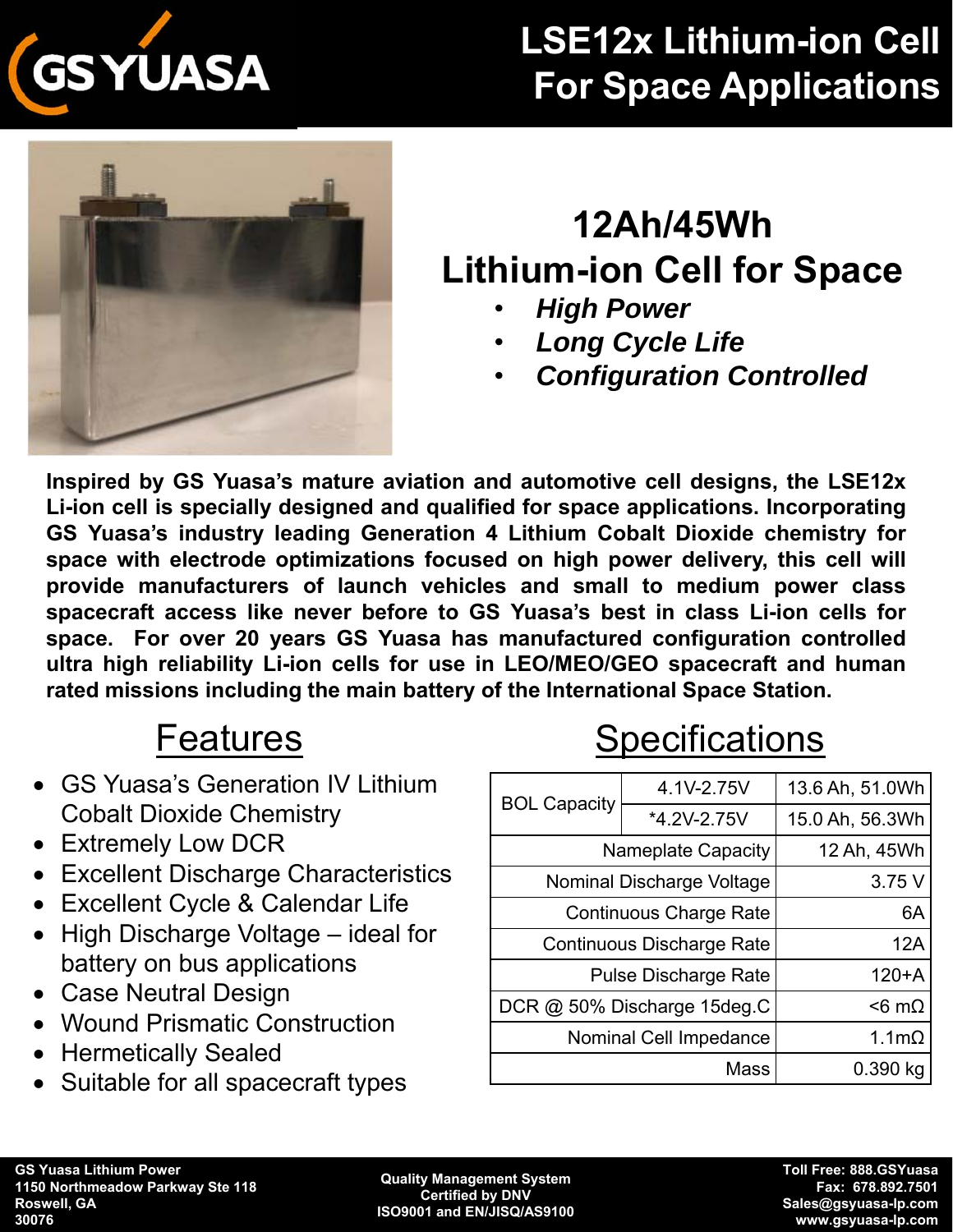# LSE12x Lithium-ion Cell For Space Applications

## 12Ah/45Wh Lithium-ion Cell for Space

- ***High Power***
- ***Long Cycle Life***
- ***Configuration Controlled***

**Inspired by GS Yuasa's mature aviation and automotive cell designs, the LSE12x Li-ion cell is specially designed and qualified for space applications. Incorporating GS Yuasa's industry leading Generation 4 Lithium Cobalt Dioxide chemistry for space with electrode optimizations focused on high power delivery, this cell will provide manufacturers of launch vehicles and small to medium power class spacecraft access like never before to GS Yuasa's best in class Li-ion cells for space. For over 20 years GS Yuasa has manufactured configuration controlled ultra high reliability Li-ion cells for use in LEO/MEO/GEO spacecraft and human rated missions including the main battery of the International Space Station.**

## Features

- GS Yuasa's Generation IV Lithium Cobalt Dioxide Chemistry
- Extremely Low DCR
- Excellent Discharge Characteristics
- Excellent Cycle & Calendar Life
- High Discharge Voltage – ideal for battery on bus applications
- Case Neutral Design
- Wound Prismatic Construction
- Hermetically Sealed
- Suitable for all spacecraft types

## Specifications

| | | |
|---|---|---|
| BOL Capacity | 4.1V-2.75V | 13.6 Ah, 51.0Wh |
| | *4.2V-2.75V | 15.0 Ah, 56.3Wh |
| Nameplate Capacity | | 12 Ah, 45Wh |
| Nominal Discharge Voltage | | 3.75 V |
| Continuous Charge Rate | | 6A |
| Continuous Discharge Rate | | 12A |
| Pulse Discharge Rate | | 120+A |
| DCR @ 50% Discharge 15deg.C | | <6 mΩ |
| Nominal Cell Impedance | | 1.1mΩ |
| Mass | | 0.390 kg |

**GS Yuasa Lithium Power**
**1150 Northmeadow Parkway Ste 118**
**Roswell, GA**
**30076**

**Quality Management System**
**Certified by DNV**
**ISO9001 and EN/JISQ/AS9100**

**Toll Free: 888.GSYuasa**
**Fax: 678.892.7501**
**Sales@gsyuasa-lp.com**
**www.gsyuasa-lp.com**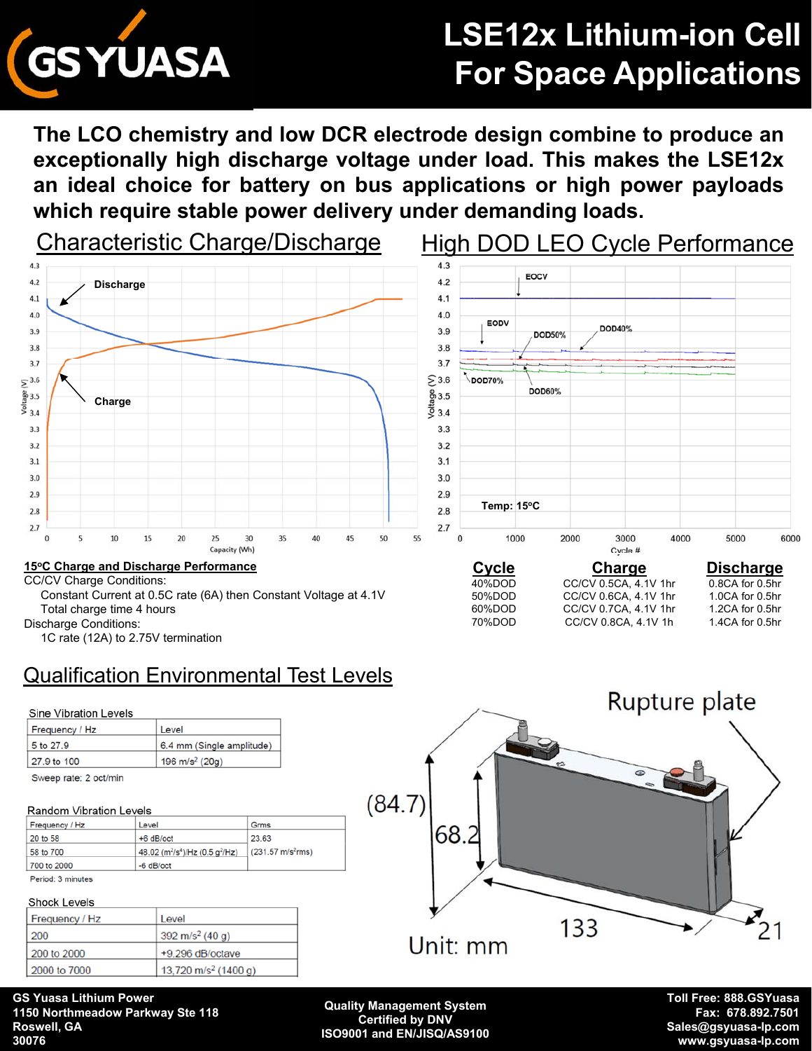# LSE12x Lithium-ion Cell For Space Applications

**The LCO chemistry and low DCR electrode design combine to produce an exceptionally high discharge voltage under load. This makes the LSE12x an ideal choice for battery on bus applications or high power payloads which require stable power delivery under demanding loads.**

## Characteristic Charge/Discharge

Discharge

Charge

Voltage (V)

Capacity (Wh)

**15°C Charge and Discharge Performance**

CC/CV Charge Conditions:

Constant Current at 0.5C rate (6A) then Constant Voltage at 4.1V

Total charge time 4 hours

Discharge Conditions:

1C rate (12A) to 2.75V termination

## High DOD LEO Cycle Performance

EOCV

EODV

DOD40%

DOD50%

DOD70%

DOD60%

Temp: 15°C

Voltage (V)

Cycle #

| Cycle | Charge | Discharge |
|---|---|---|
| 40%DOD | CC/CV 0.5CA, 4.1V 1hr | 0.8CA for 0.5hr |
| 50%DOD | CC/CV 0.6CA, 4.1V 1hr | 1.0CA for 0.5hr |
| 60%DOD | CC/CV 0.7CA, 4.1V 1hr | 1.2CA for 0.5hr |
| 70%DOD | CC/CV 0.8CA, 4.1V 1h | 1.4CA for 0.5hr |

## Qualification Environmental Test Levels

Sine Vibration Levels

| Frequency / Hz | Level |
|---|---|
| 5 to 27.9 | 6.4 mm (Single amplitude) |
| 27.9 to 100 | 196 $m/s^2$ (20g) |

Sweep rate: 2 oct/min

Random Vibration Levels

| Frequency / Hz | Level | Grms |
|---|---|---|
| 20 to 58 | +6 dB/oct | 23.63 |
| 58 to 700 | 48.02 $(m^2/s^4)$/Hz (0.5 $g^2$/Hz) | (231.57 m/s²rms) |
| 700 to 2000 | -6 dB/oct | |

Period: 3 minutes

Shock Levels

| Frequency / Hz | Level |
|---|---|
| 200 | 392 $m/s^2$ (40 g) |
| 200 to 2000 | +9.296 dB/octave |
| 2000 to 7000 | 13,720 $m/s^2$ (1400 g) |

Rupture plate

(84.7)

68.2

133

21

Unit: mm

GS Yuasa Lithium Power
1150 Northmeadow Parkway Ste 118
Roswell, GA
30076

Quality Management System
Certified by DNV
ISO9001 and EN/JISQ/AS9100

Toll Free: 888.GSYuasa
Fax: 678.892.7501
Sales@gsyuasa-lp.com
www.gsyuasa-lp.com